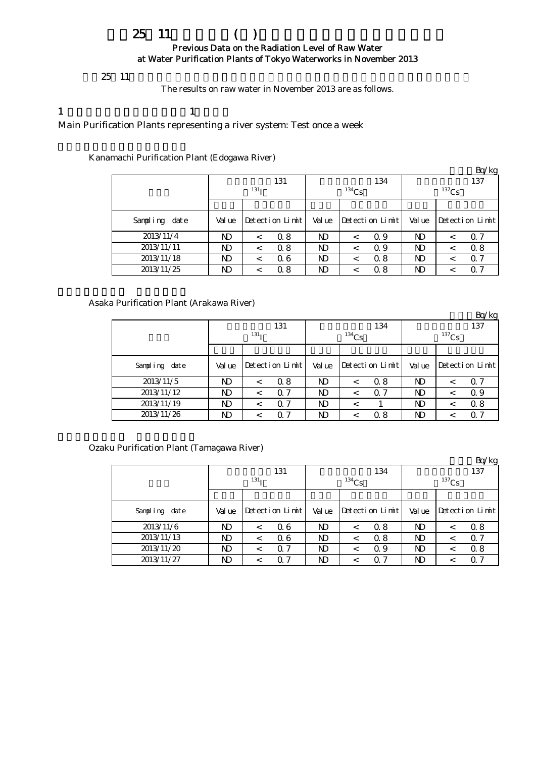# 平成25年11月の浄水所(原水)の放射能測定結果（過去データ）

**Previous Data on the Radiation Level of Raw Water at Water Purification Plants of Tokyo Waterworks in November 2013**

平成25年11月の原水の測定結果は以下のとおりです。

The results on raw water in November 2013 are as follows.

## 1 水系を代表する浄水所：週1回測定

Main Purification Plants representing a river system: Test once a week

### 金町浄水場（江戸川）

Kanamachi Purification Plant (Edogawa River)

単位：Bq/kg

| 採水日 | 放射性ヨウ素131 ($^{131}I$) | | | 放射性セシウム134 ($^{134}Cs$) | | | 放射性セシウム137 ($^{137}Cs$) | | |
|---|---|---|---|---|---|---|---|---|---|
| | 測定値 | 検出限界値 | | 測定値 | 検出限界値 | | 測定値 | 検出限界値 | |
| Sampling date | Value | Detection Limit | | Value | Detection Limit | | Value | Detection Limit | |
| 2013/11/4 | ND | < | 0.8 | ND | < | 0.9 | ND | < | 0.7 |
| 2013/11/11 | ND | < | 0.8 | ND | < | 0.9 | ND | < | 0.8 |
| 2013/11/18 | ND | < | 0.6 | ND | < | 0.8 | ND | < | 0.7 |
| 2013/11/25 | ND | < | 0.8 | ND | < | 0.8 | ND | < | 0.7 |

### 朝霞浄水場（荒川）

Asaka Purification Plant (Arakawa River)

単位：Bq/kg

| 採水日 | 放射性ヨウ素131 ($^{131}I$) | | | 放射性セシウム134 ($^{134}Cs$) | | | 放射性セシウム137 ($^{137}Cs$) | | |
|---|---|---|---|---|---|---|---|---|---|
| | 測定値 | 検出限界値 | | 測定値 | 検出限界値 | | 測定値 | 検出限界値 | |
| Sampling date | Value | Detection Limit | | Value | Detection Limit | | Value | Detection Limit | |
| 2013/11/5 | ND | < | 0.8 | ND | < | 0.8 | ND | < | 0.7 |
| 2013/11/12 | ND | < | 0.7 | ND | < | 0.7 | ND | < | 0.9 |
| 2013/11/19 | ND | < | 0.7 | ND | < | 1 | ND | < | 0.8 |
| 2013/11/26 | ND | < | 0.7 | ND | < | 0.8 | ND | < | 0.7 |

### 小作浄水場（多摩川）

Ozaku Purification Plant (Tamagawa River)

単位：Bq/kg

| 採水日 | 放射性ヨウ素131 ($^{131}I$) | | | 放射性セシウム134 ($^{134}Cs$) | | | 放射性セシウム137 ($^{137}Cs$) | | |
|---|---|---|---|---|---|---|---|---|---|
| | 測定値 | 検出限界値 | | 測定値 | 検出限界値 | | 測定値 | 検出限界値 | |
| Sampling date | Value | Detection Limit | | Value | Detection Limit | | Value | Detection Limit | |
| 2013/11/6 | ND | < | 0.6 | ND | < | 0.8 | ND | < | 0.8 |
| 2013/11/13 | ND | < | 0.6 | ND | < | 0.8 | ND | < | 0.7 |
| 2013/11/20 | ND | < | 0.7 | ND | < | 0.9 | ND | < | 0.8 |
| 2013/11/27 | ND | < | 0.7 | ND | < | 0.7 | ND | < | 0.7 |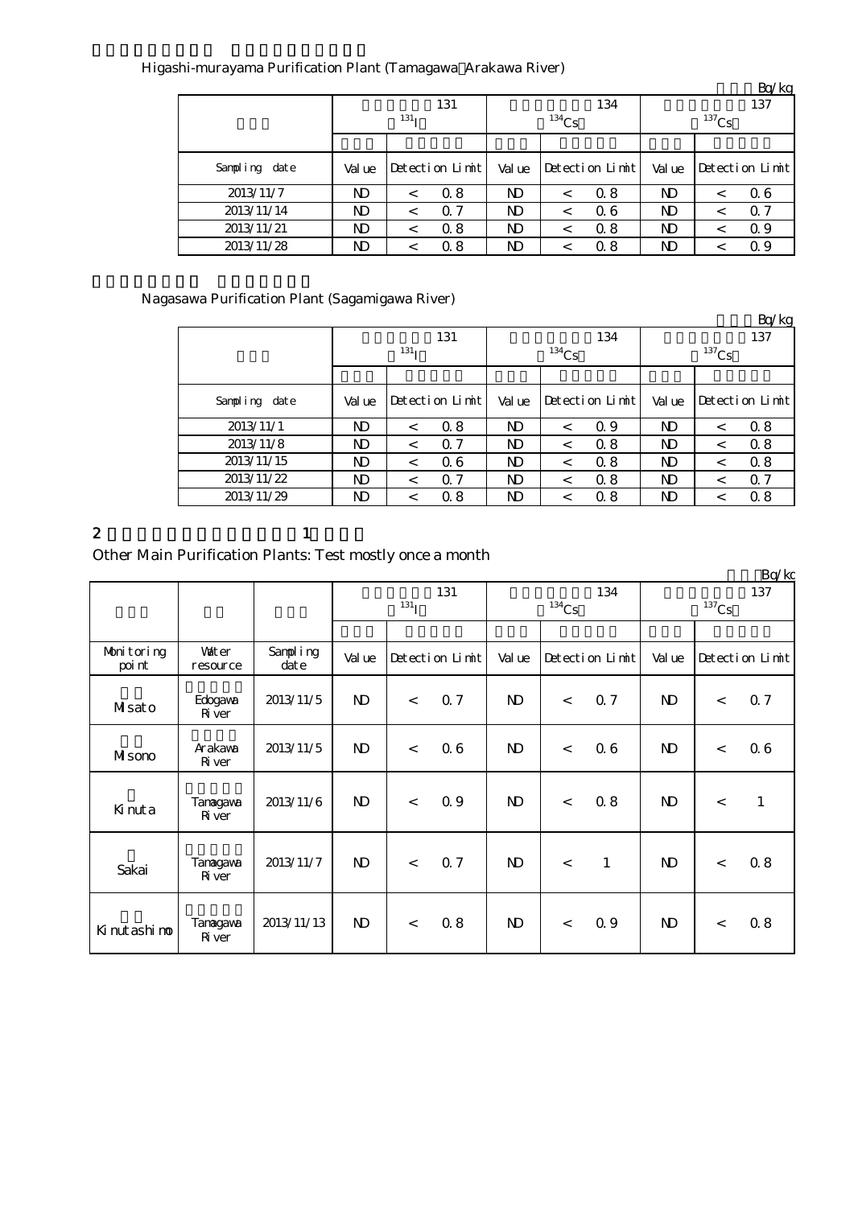Higashi-murayama Purification Plant (Tamagawa Arakawa River)

Bq/kg

| | 131 $^{131}$I | | | 134 $^{134}$Cs | | | 137 $^{137}$Cs | | |
|---|---|---|---|---|---|---|---|---|---|
| Sampling date | Value | Detection Limit | | Value | Detection Limit | | Value | Detection Limit | |
| 2013/11/7 | ND | < | 0.8 | ND | < | 0.8 | ND | < | 0.6 |
| 2013/11/14 | ND | < | 0.7 | ND | < | 0.6 | ND | < | 0.7 |
| 2013/11/21 | ND | < | 0.8 | ND | < | 0.8 | ND | < | 0.9 |
| 2013/11/28 | ND | < | 0.8 | ND | < | 0.8 | ND | < | 0.9 |

Nagasawa Purification Plant (Sagamigawa River)

Bq/kg

| | 131 $^{131}$I | | | 134 $^{134}$Cs | | | 137 $^{137}$Cs | | |
|---|---|---|---|---|---|---|---|---|---|
| Sampling date | Value | Detection Limit | | Value | Detection Limit | | Value | Detection Limit | |
| 2013/11/1 | ND | < | 0.8 | ND | < | 0.9 | ND | < | 0.8 |
| 2013/11/8 | ND | < | 0.7 | ND | < | 0.8 | ND | < | 0.8 |
| 2013/11/15 | ND | < | 0.6 | ND | < | 0.8 | ND | < | 0.8 |
| 2013/11/22 | ND | < | 0.7 | ND | < | 0.8 | ND | < | 0.7 |
| 2013/11/29 | ND | < | 0.8 | ND | < | 0.8 | ND | < | 0.8 |

2 1

Other Main Purification Plants: Test mostly once a month

Bq/kg

| | | | 131 $^{131}$I | | | 134 $^{134}$Cs | | | 137 $^{137}$Cs | | |
|---|---|---|---|---|---|---|---|---|---|---|---|
| Monitoring point | Water resource | Sampling date | Value | Detection Limit | | Value | Detection Limit | | Value | Detection Limit | |
| Misato | Edogawa River | 2013/11/5 | ND | < | 0.7 | ND | < | 0.7 | ND | < | 0.7 |
| Misono | Arakawa River | 2013/11/5 | ND | < | 0.6 | ND | < | 0.6 | ND | < | 0.6 |
| Kinuta | Tamagawa River | 2013/11/6 | ND | < | 0.9 | ND | < | 0.8 | ND | < | 1 |
| Sakai | Tamagawa River | 2013/11/7 | ND | < | 0.7 | ND | < | 1 | ND | < | 0.8 |
| Kinutashimo | Tamagawa River | 2013/11/13 | ND | < | 0.8 | ND | < | 0.9 | ND | < | 0.8 |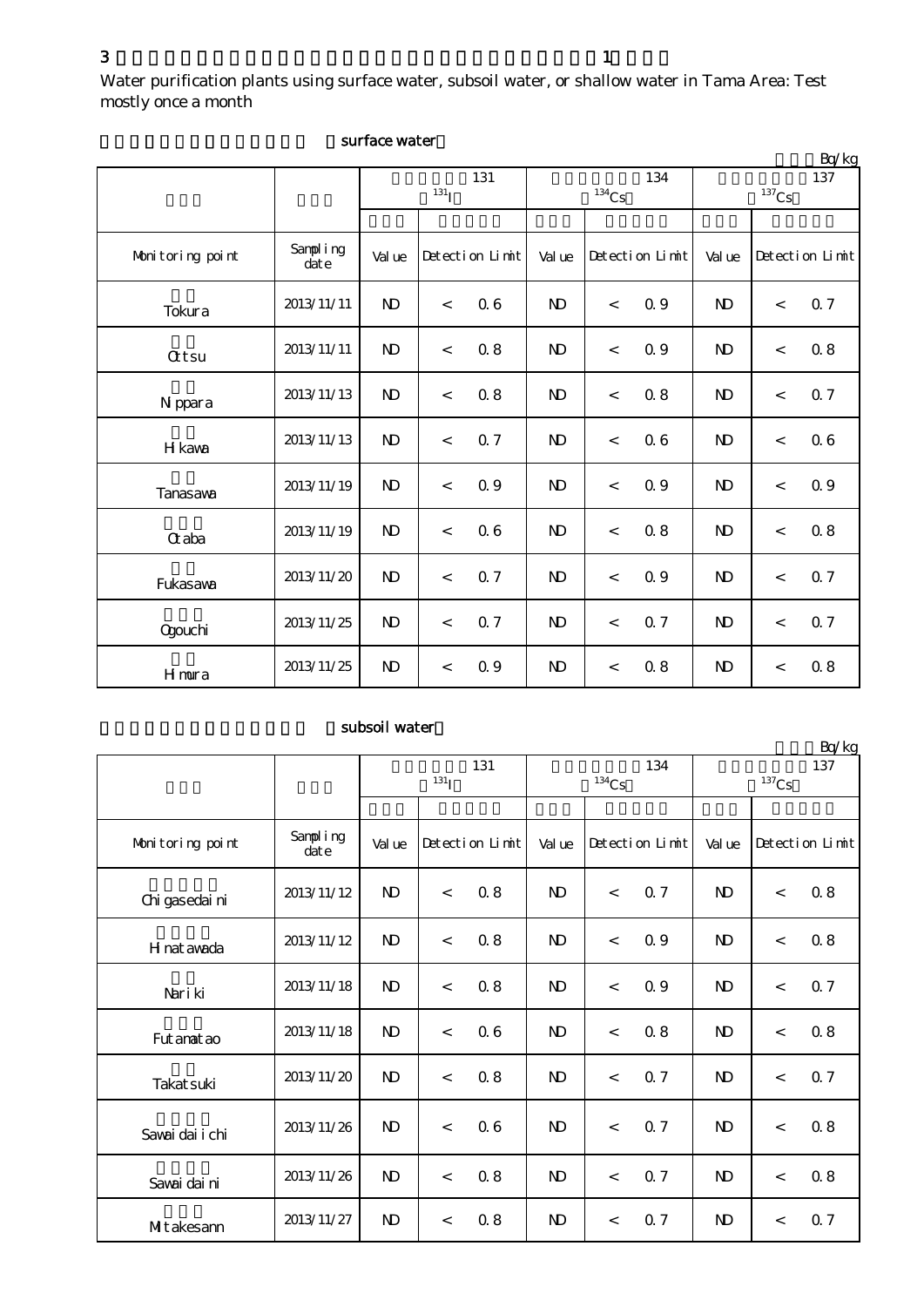3 1

Water purification plants using surface water, subsoil water, or shallow water in Tama Area: Test mostly once a month

（surface water）

Bq/kg

| | | 131 ($^{131}$I) | | | 134 ($^{134}$Cs) | | | 137 ($^{137}$Cs) | | |
|---|---|---|---|---|---|---|---|---|---|---|
| Monitoring point | Sampling date | Value | Detection Limit | | Value | Detection Limit | | Value | Detection Limit | |
| Tokura | 2013/11/11 | ND | < | 0.6 | ND | < | 0.9 | ND | < | 0.7 |
| Ottsu | 2013/11/11 | ND | < | 0.8 | ND | < | 0.9 | ND | < | 0.8 |
| Nippara | 2013/11/13 | ND | < | 0.8 | ND | < | 0.8 | ND | < | 0.7 |
| Hikawa | 2013/11/13 | ND | < | 0.7 | ND | < | 0.6 | ND | < | 0.6 |
| Tanasawa | 2013/11/19 | ND | < | 0.9 | ND | < | 0.9 | ND | < | 0.9 |
| Otaba | 2013/11/19 | ND | < | 0.6 | ND | < | 0.8 | ND | < | 0.8 |
| Fukasawa | 2013/11/20 | ND | < | 0.7 | ND | < | 0.9 | ND | < | 0.7 |
| Ogouchi | 2013/11/25 | ND | < | 0.7 | ND | < | 0.7 | ND | < | 0.7 |
| Himura | 2013/11/25 | ND | < | 0.9 | ND | < | 0.8 | ND | < | 0.8 |

（subsoil water）

Bq/kg

| | | 131 ($^{131}$I) | | | 134 ($^{134}$Cs) | | | 137 ($^{137}$Cs) | | |
|---|---|---|---|---|---|---|---|---|---|---|
| Monitoring point | Sampling date | Value | Detection Limit | | Value | Detection Limit | | Value | Detection Limit | |
| Chigasedaini | 2013/11/12 | ND | < | 0.8 | ND | < | 0.7 | ND | < | 0.8 |
| Hinatawada | 2013/11/12 | ND | < | 0.8 | ND | < | 0.9 | ND | < | 0.8 |
| Nariki | 2013/11/18 | ND | < | 0.8 | ND | < | 0.9 | ND | < | 0.7 |
| Futamatao | 2013/11/18 | ND | < | 0.6 | ND | < | 0.8 | ND | < | 0.8 |
| Takatsuki | 2013/11/20 | ND | < | 0.8 | ND | < | 0.7 | ND | < | 0.7 |
| Sawaidaiichi | 2013/11/26 | ND | < | 0.6 | ND | < | 0.7 | ND | < | 0.8 |
| Sawaidaini | 2013/11/26 | ND | < | 0.8 | ND | < | 0.7 | ND | < | 0.8 |
| Mitakesann | 2013/11/27 | ND | < | 0.8 | ND | < | 0.7 | ND | < | 0.7 |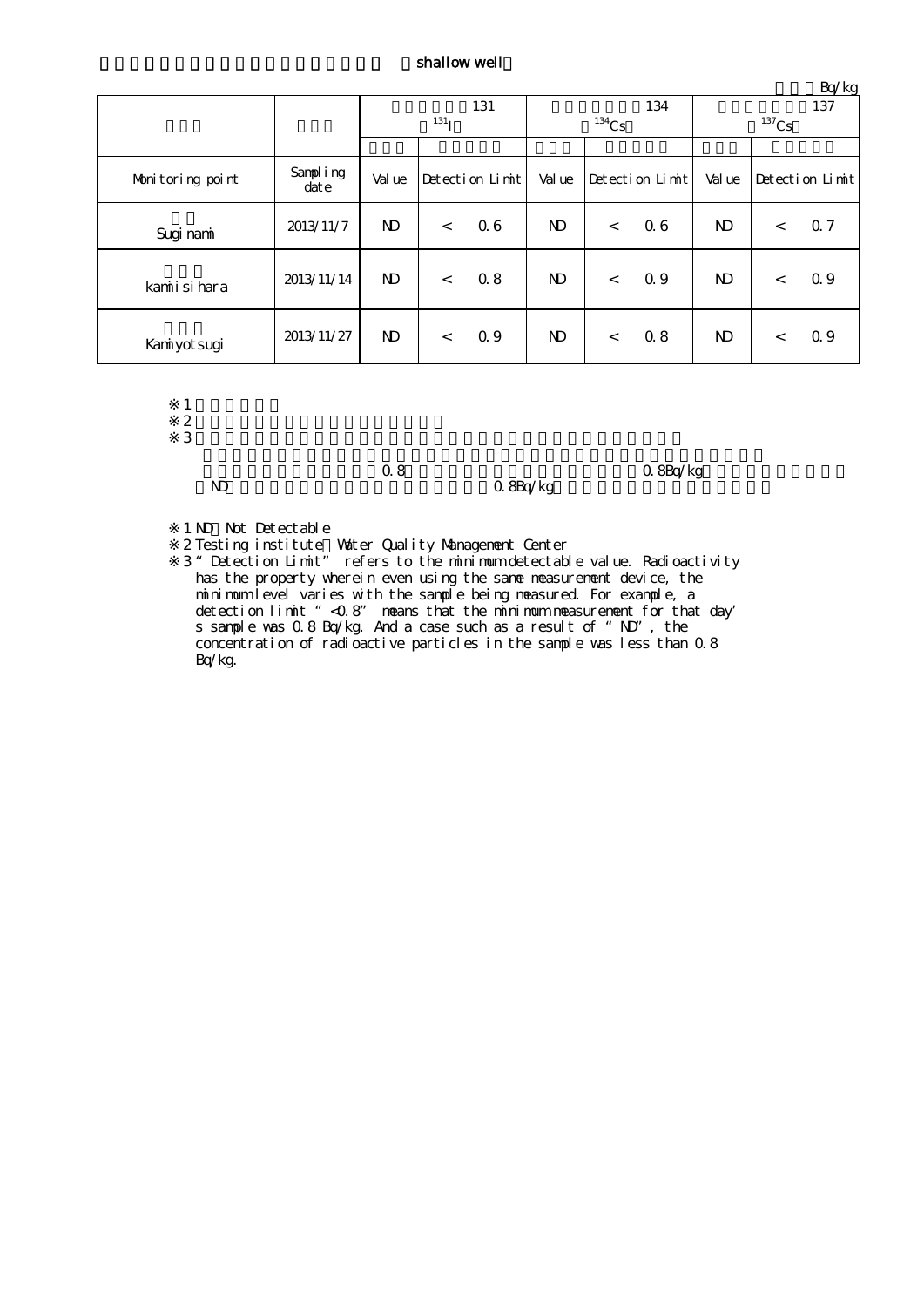（shallow well）

Bq/kg

| | | 131 $^{131}I$ | | 134 $^{134}Cs$ | | 137 $^{137}Cs$ | |
|---|---|---|---|---|---|---|---|
| Monitoring point | Sampling date | Value | Detection Limit | Value | Detection Limit | Value | Detection Limit |
| Suginami | 2013/11/7 | ND | < 0.6 | ND | < 0.6 | ND | < 0.7 |
| kamiisihara | 2013/11/14 | ND | < 0.8 | ND | < 0.9 | ND | < 0.9 |
| Kamiyotsugi | 2013/11/27 | ND | < 0.9 | ND | < 0.8 | ND | < 0.9 |

※1
※2
※3

0.8 0.8Bq/kg
ND 0.8Bq/kg

※1 ND：Not Detectable
※2 Testing institute：Water Quality Management Center
※3 "Detection Limit" refers to the minimum detectable value. Radioactivity has the property wherein even using the same measurement device, the minimum level varies with the sample being measured. For example, a detection limit "<0.8" means that the minimum measurement for that day's sample was 0.8 Bq/kg. And a case such as a result of "ND", the concentration of radioactive particles in the sample was less than 0.8 Bq/kg.